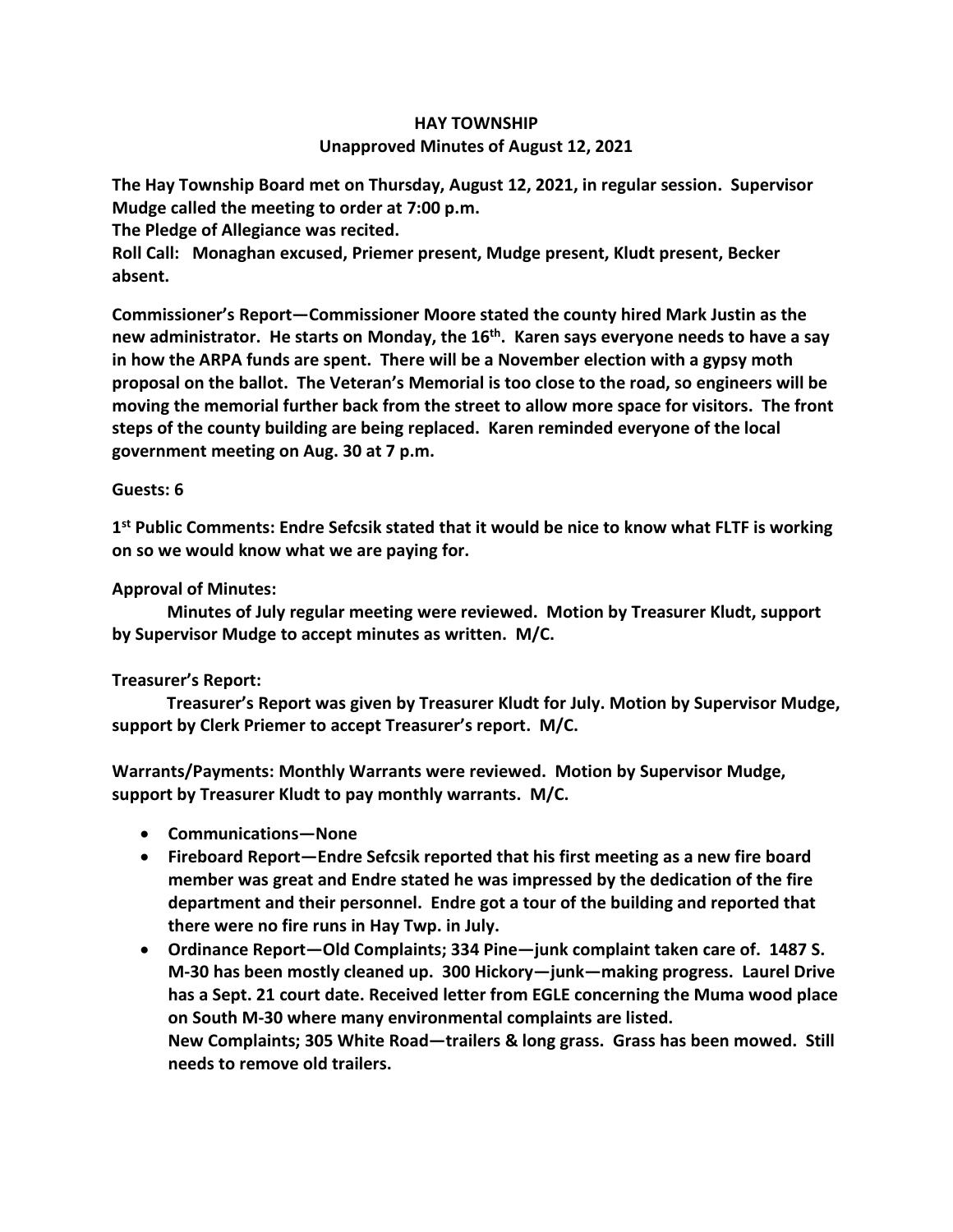# HAY TOWNSHIP

## Unapproved Minutes of August 12, 2021

**The Hay Township Board met on Thursday, August 12, 2021, in regular session. Supervisor Mudge called the meeting to order at 7:00 p.m.**

**The Pledge of Allegiance was recited.**

**Roll Call: Monaghan excused, Priemer present, Mudge present, Kludt present, Becker absent.**

**Commissioner's Report—Commissioner Moore stated the county hired Mark Justin as the new administrator. He starts on Monday, the 16th. Karen says everyone needs to have a say in how the ARPA funds are spent. There will be a November election with a gypsy moth proposal on the ballot. The Veteran's Memorial is too close to the road, so engineers will be moving the memorial further back from the street to allow more space for visitors. The front steps of the county building are being replaced. Karen reminded everyone of the local government meeting on Aug. 30 at 7 p.m.**

**Guests: 6**

**1st Public Comments: Endre Sefcsik stated that it would be nice to know what FLTF is working on so we would know what we are paying for.**

**Approval of Minutes:**

**Minutes of July regular meeting were reviewed. Motion by Treasurer Kludt, support by Supervisor Mudge to accept minutes as written. M/C.**

**Treasurer's Report:**

**Treasurer's Report was given by Treasurer Kludt for July. Motion by Supervisor Mudge, support by Clerk Priemer to accept Treasurer's report. M/C.**

**Warrants/Payments: Monthly Warrants were reviewed. Motion by Supervisor Mudge, support by Treasurer Kludt to pay monthly warrants. M/C.**

- **Communications—None**
- **Fireboard Report—Endre Sefcsik reported that his first meeting as a new fire board member was great and Endre stated he was impressed by the dedication of the fire department and their personnel. Endre got a tour of the building and reported that there were no fire runs in Hay Twp. in July.**
- **Ordinance Report—Old Complaints; 334 Pine—junk complaint taken care of. 1487 S. M-30 has been mostly cleaned up. 300 Hickory—junk—making progress. Laurel Drive has a Sept. 21 court date. Received letter from EGLE concerning the Muma wood place on South M-30 where many environmental complaints are listed.**
  **New Complaints; 305 White Road—trailers & long grass. Grass has been mowed. Still needs to remove old trailers.**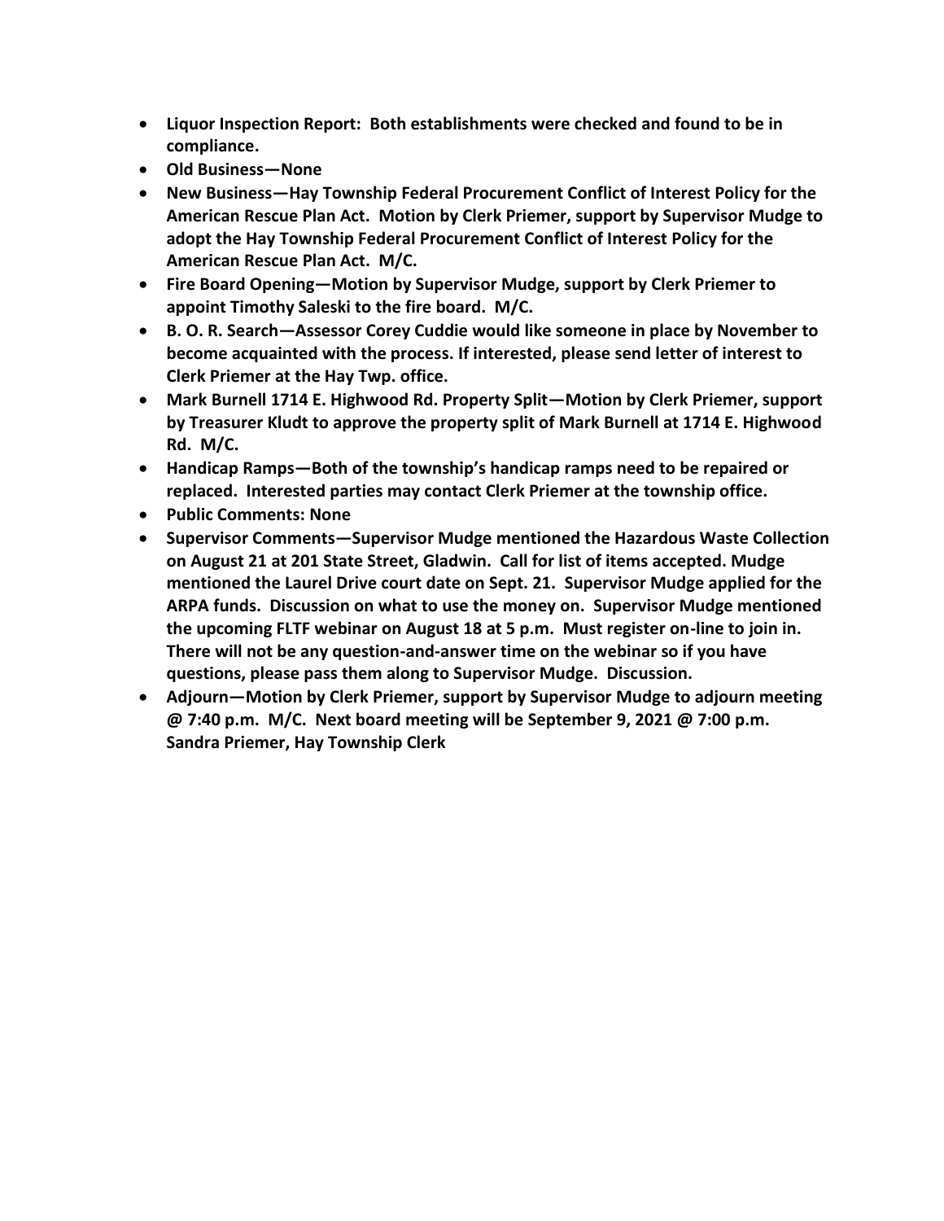- **Liquor Inspection Report: Both establishments were checked and found to be in compliance.**
- **Old Business—None**
- **New Business—Hay Township Federal Procurement Conflict of Interest Policy for the American Rescue Plan Act. Motion by Clerk Priemer, support by Supervisor Mudge to adopt the Hay Township Federal Procurement Conflict of Interest Policy for the American Rescue Plan Act. M/C.**
- **Fire Board Opening—Motion by Supervisor Mudge, support by Clerk Priemer to appoint Timothy Saleski to the fire board. M/C.**
- **B. O. R. Search—Assessor Corey Cuddie would like someone in place by November to become acquainted with the process. If interested, please send letter of interest to Clerk Priemer at the Hay Twp. office.**
- **Mark Burnell 1714 E. Highwood Rd. Property Split—Motion by Clerk Priemer, support by Treasurer Kludt to approve the property split of Mark Burnell at 1714 E. Highwood Rd. M/C.**
- **Handicap Ramps—Both of the township's handicap ramps need to be repaired or replaced. Interested parties may contact Clerk Priemer at the township office.**
- **Public Comments: None**
- **Supervisor Comments—Supervisor Mudge mentioned the Hazardous Waste Collection on August 21 at 201 State Street, Gladwin. Call for list of items accepted. Mudge mentioned the Laurel Drive court date on Sept. 21. Supervisor Mudge applied for the ARPA funds. Discussion on what to use the money on. Supervisor Mudge mentioned the upcoming FLTF webinar on August 18 at 5 p.m. Must register on-line to join in. There will not be any question-and-answer time on the webinar so if you have questions, please pass them along to Supervisor Mudge. Discussion.**
- **Adjourn—Motion by Clerk Priemer, support by Supervisor Mudge to adjourn meeting @ 7:40 p.m. M/C. Next board meeting will be September 9, 2021 @ 7:00 p.m.**
  **Sandra Priemer, Hay Township Clerk**